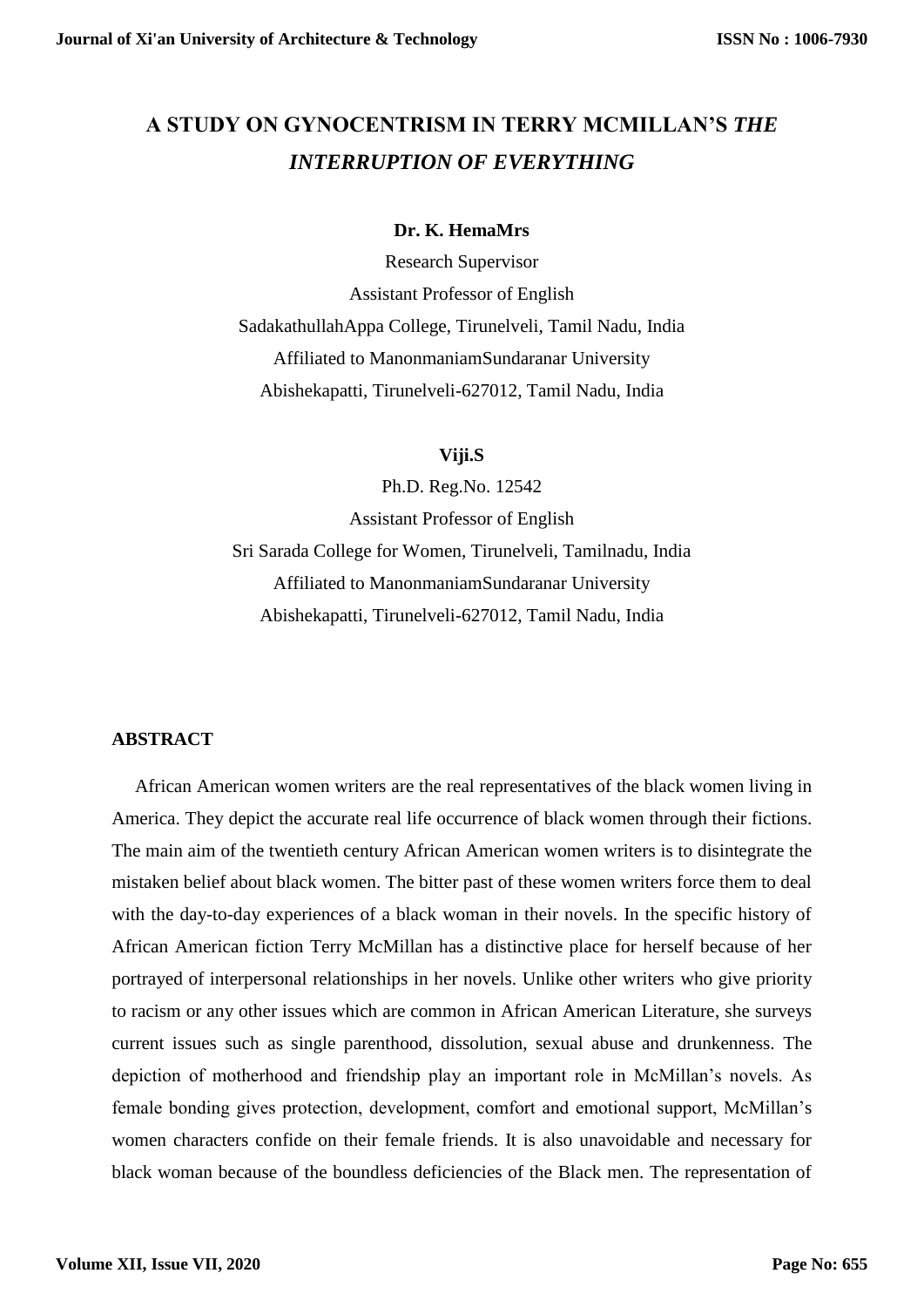# A STUDY ON GYNOCENTRISM IN TERRY MCMILLAN'S *THE INTERRUPTION OF EVERYTHING*

**Dr. K. HemaMrs**

Research Supervisor

Assistant Professor of English

SadakathullahAppa College, Tirunelveli, Tamil Nadu, India

Affiliated to ManonmaniamSundaranar University

Abishekapatti, Tirunelveli-627012, Tamil Nadu, India

**Viji.S**

Ph.D. Reg.No. 12542

Assistant Professor of English

Sri Sarada College for Women, Tirunelveli, Tamilnadu, India

Affiliated to ManonmaniamSundaranar University

Abishekapatti, Tirunelveli-627012, Tamil Nadu, India

## ABSTRACT

African American women writers are the real representatives of the black women living in America. They depict the accurate real life occurrence of black women through their fictions. The main aim of the twentieth century African American women writers is to disintegrate the mistaken belief about black women. The bitter past of these women writers force them to deal with the day-to-day experiences of a black woman in their novels. In the specific history of African American fiction Terry McMillan has a distinctive place for herself because of her portrayed of interpersonal relationships in her novels. Unlike other writers who give priority to racism or any other issues which are common in African American Literature, she surveys current issues such as single parenthood, dissolution, sexual abuse and drunkenness. The depiction of motherhood and friendship play an important role in McMillan's novels. As female bonding gives protection, development, comfort and emotional support, McMillan's women characters confide on their female friends. It is also unavoidable and necessary for black woman because of the boundless deficiencies of the Black men. The representation of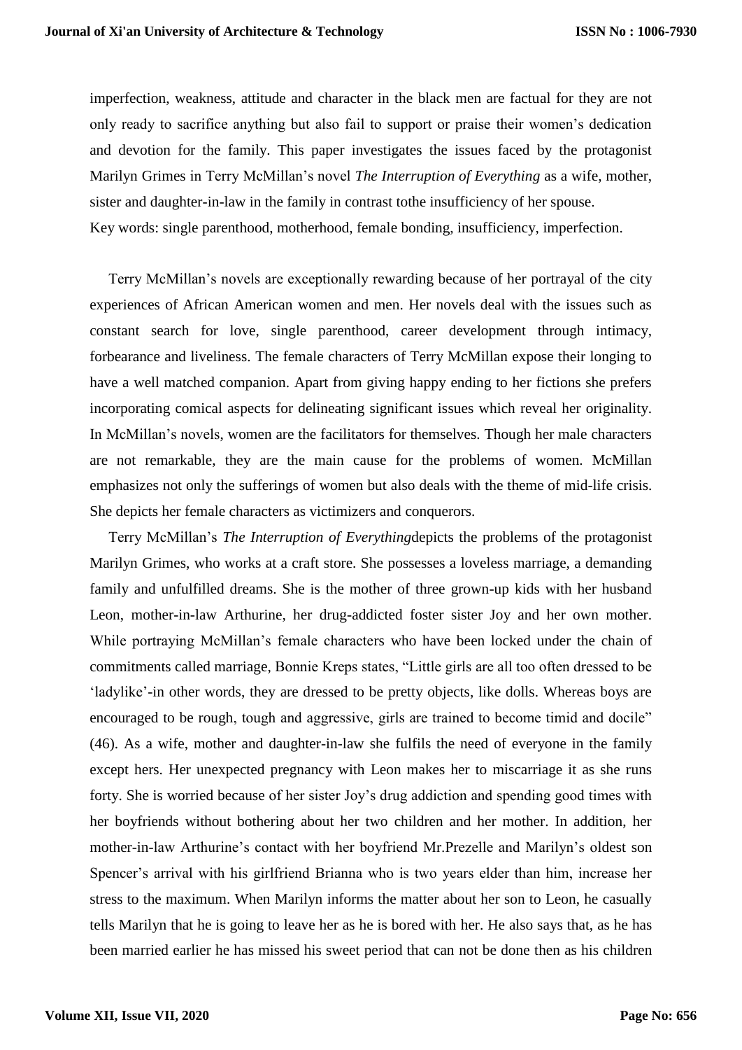imperfection, weakness, attitude and character in the black men are factual for they are not only ready to sacrifice anything but also fail to support or praise their women's dedication and devotion for the family. This paper investigates the issues faced by the protagonist Marilyn Grimes in Terry McMillan's novel *The Interruption of Everything* as a wife, mother, sister and daughter-in-law in the family in contrast tothe insufficiency of her spouse.

Key words: single parenthood, motherhood, female bonding, insufficiency, imperfection.

Terry McMillan's novels are exceptionally rewarding because of her portrayal of the city experiences of African American women and men. Her novels deal with the issues such as constant search for love, single parenthood, career development through intimacy, forbearance and liveliness. The female characters of Terry McMillan expose their longing to have a well matched companion. Apart from giving happy ending to her fictions she prefers incorporating comical aspects for delineating significant issues which reveal her originality. In McMillan's novels, women are the facilitators for themselves. Though her male characters are not remarkable, they are the main cause for the problems of women. McMillan emphasizes not only the sufferings of women but also deals with the theme of mid-life crisis. She depicts her female characters as victimizers and conquerors.

Terry McMillan's *The Interruption of Everything*depicts the problems of the protagonist Marilyn Grimes, who works at a craft store. She possesses a loveless marriage, a demanding family and unfulfilled dreams. She is the mother of three grown-up kids with her husband Leon, mother-in-law Arthurine, her drug-addicted foster sister Joy and her own mother. While portraying McMillan's female characters who have been locked under the chain of commitments called marriage, Bonnie Kreps states, "Little girls are all too often dressed to be 'ladylike'-in other words, they are dressed to be pretty objects, like dolls. Whereas boys are encouraged to be rough, tough and aggressive, girls are trained to become timid and docile" (46). As a wife, mother and daughter-in-law she fulfils the need of everyone in the family except hers. Her unexpected pregnancy with Leon makes her to miscarriage it as she runs forty. She is worried because of her sister Joy's drug addiction and spending good times with her boyfriends without bothering about her two children and her mother. In addition, her mother-in-law Arthurine's contact with her boyfriend Mr.Prezelle and Marilyn's oldest son Spencer's arrival with his girlfriend Brianna who is two years elder than him, increase her stress to the maximum. When Marilyn informs the matter about her son to Leon, he casually tells Marilyn that he is going to leave her as he is bored with her. He also says that, as he has been married earlier he has missed his sweet period that can not be done then as his children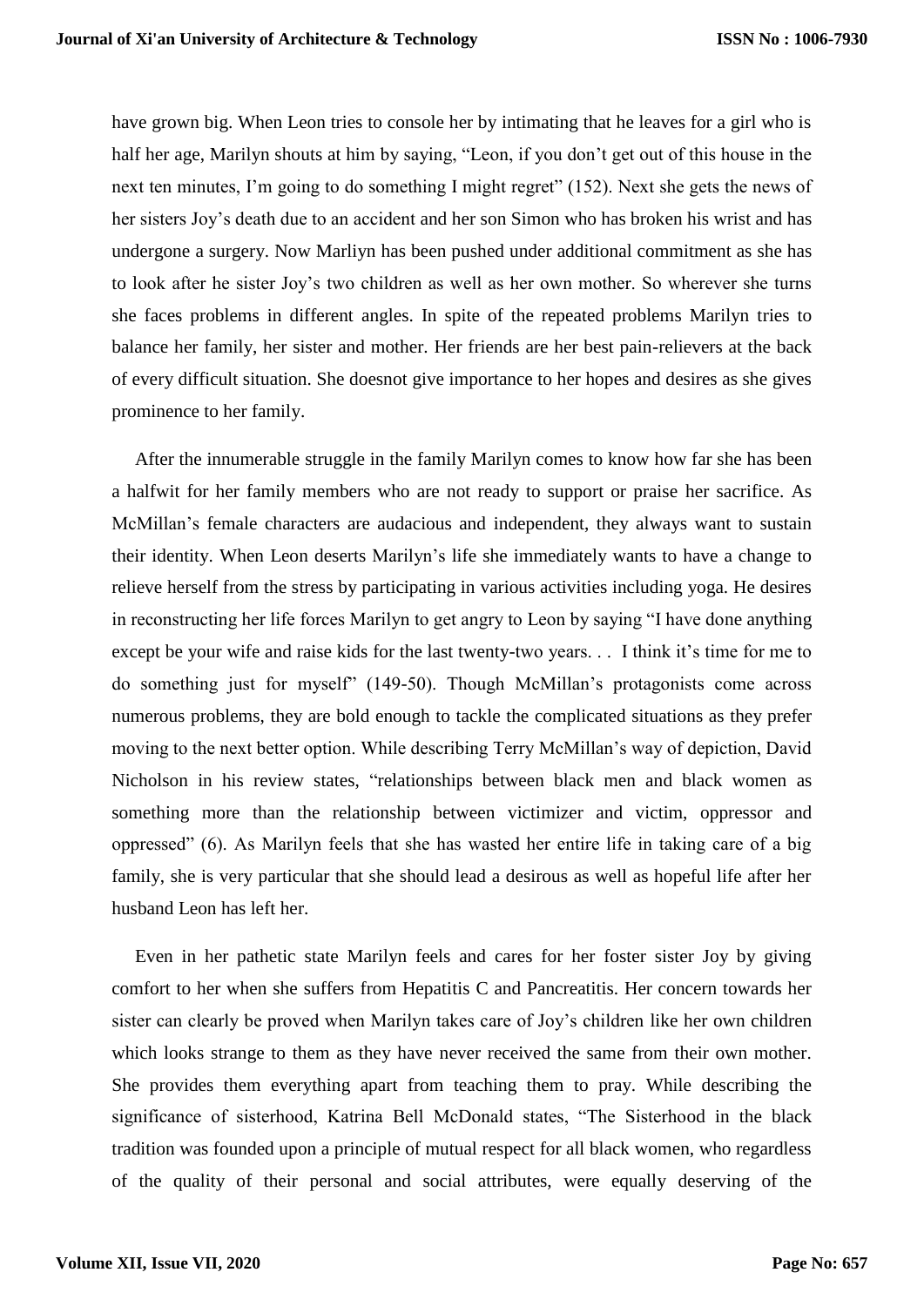have grown big. When Leon tries to console her by intimating that he leaves for a girl who is half her age, Marilyn shouts at him by saying, "Leon, if you don't get out of this house in the next ten minutes, I'm going to do something I might regret" (152). Next she gets the news of her sisters Joy's death due to an accident and her son Simon who has broken his wrist and has undergone a surgery. Now Marliyn has been pushed under additional commitment as she has to look after he sister Joy's two children as well as her own mother. So wherever she turns she faces problems in different angles. In spite of the repeated problems Marilyn tries to balance her family, her sister and mother. Her friends are her best pain-relievers at the back of every difficult situation. She doesnot give importance to her hopes and desires as she gives prominence to her family.

After the innumerable struggle in the family Marilyn comes to know how far she has been a halfwit for her family members who are not ready to support or praise her sacrifice. As McMillan's female characters are audacious and independent, they always want to sustain their identity. When Leon deserts Marilyn's life she immediately wants to have a change to relieve herself from the stress by participating in various activities including yoga. He desires in reconstructing her life forces Marilyn to get angry to Leon by saying "I have done anything except be your wife and raise kids for the last twenty-two years. . . I think it's time for me to do something just for myself" (149-50). Though McMillan's protagonists come across numerous problems, they are bold enough to tackle the complicated situations as they prefer moving to the next better option. While describing Terry McMillan's way of depiction, David Nicholson in his review states, "relationships between black men and black women as something more than the relationship between victimizer and victim, oppressor and oppressed" (6). As Marilyn feels that she has wasted her entire life in taking care of a big family, she is very particular that she should lead a desirous as well as hopeful life after her husband Leon has left her.

Even in her pathetic state Marilyn feels and cares for her foster sister Joy by giving comfort to her when she suffers from Hepatitis C and Pancreatitis. Her concern towards her sister can clearly be proved when Marilyn takes care of Joy's children like her own children which looks strange to them as they have never received the same from their own mother. She provides them everything apart from teaching them to pray. While describing the significance of sisterhood, Katrina Bell McDonald states, "The Sisterhood in the black tradition was founded upon a principle of mutual respect for all black women, who regardless of the quality of their personal and social attributes, were equally deserving of the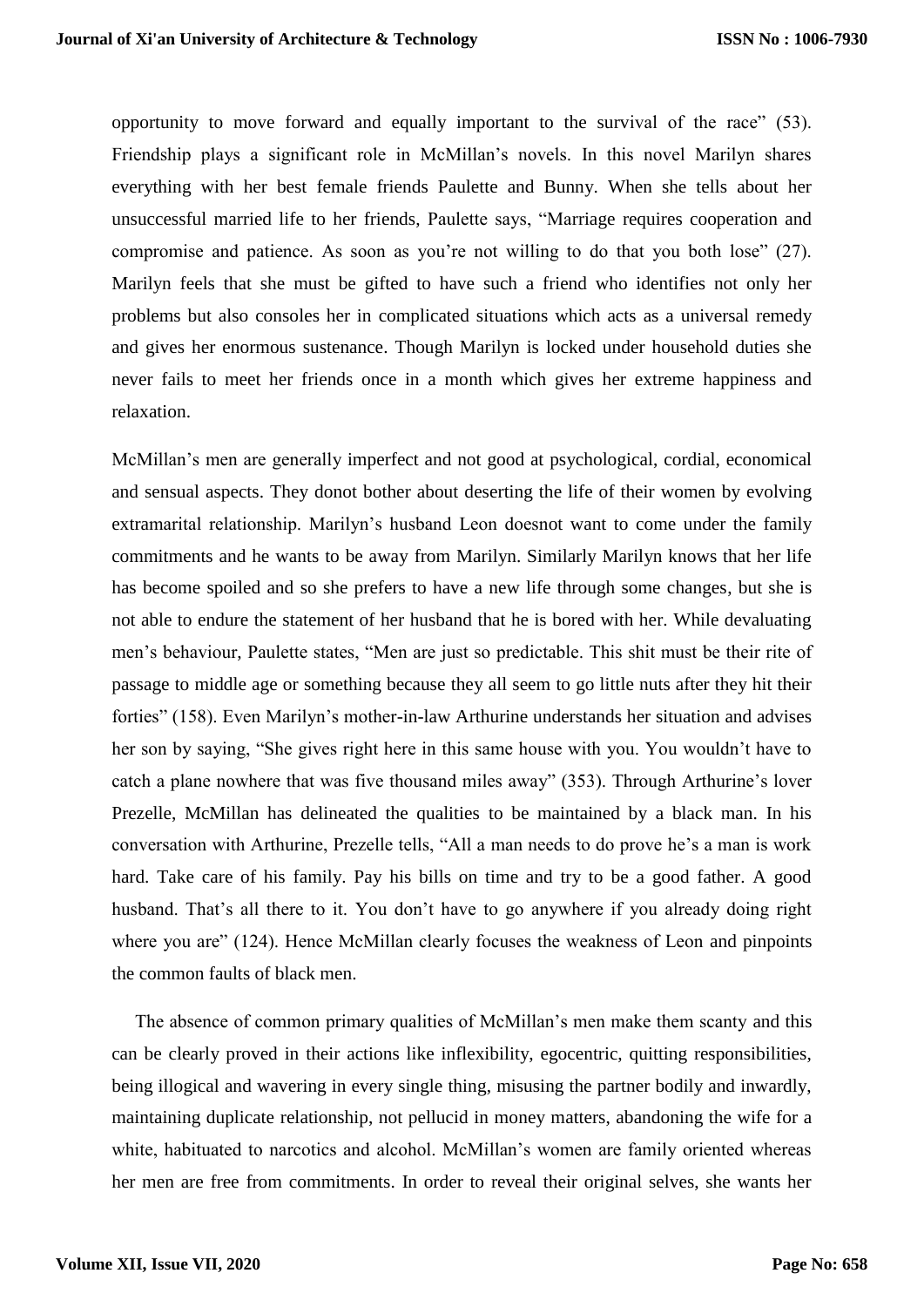opportunity to move forward and equally important to the survival of the race" (53). Friendship plays a significant role in McMillan's novels. In this novel Marilyn shares everything with her best female friends Paulette and Bunny. When she tells about her unsuccessful married life to her friends, Paulette says, "Marriage requires cooperation and compromise and patience. As soon as you're not willing to do that you both lose" (27). Marilyn feels that she must be gifted to have such a friend who identifies not only her problems but also consoles her in complicated situations which acts as a universal remedy and gives her enormous sustenance. Though Marilyn is locked under household duties she never fails to meet her friends once in a month which gives her extreme happiness and relaxation.

McMillan's men are generally imperfect and not good at psychological, cordial, economical and sensual aspects. They donot bother about deserting the life of their women by evolving extramarital relationship. Marilyn's husband Leon doesnot want to come under the family commitments and he wants to be away from Marilyn. Similarly Marilyn knows that her life has become spoiled and so she prefers to have a new life through some changes, but she is not able to endure the statement of her husband that he is bored with her. While devaluating men's behaviour, Paulette states, "Men are just so predictable. This shit must be their rite of passage to middle age or something because they all seem to go little nuts after they hit their forties" (158). Even Marilyn's mother-in-law Arthurine understands her situation and advises her son by saying, "She gives right here in this same house with you. You wouldn't have to catch a plane nowhere that was five thousand miles away" (353). Through Arthurine's lover Prezelle, McMillan has delineated the qualities to be maintained by a black man. In his conversation with Arthurine, Prezelle tells, "All a man needs to do prove he's a man is work hard. Take care of his family. Pay his bills on time and try to be a good father. A good husband. That's all there to it. You don't have to go anywhere if you already doing right where you are" (124). Hence McMillan clearly focuses the weakness of Leon and pinpoints the common faults of black men.

The absence of common primary qualities of McMillan's men make them scanty and this can be clearly proved in their actions like inflexibility, egocentric, quitting responsibilities, being illogical and wavering in every single thing, misusing the partner bodily and inwardly, maintaining duplicate relationship, not pellucid in money matters, abandoning the wife for a white, habituated to narcotics and alcohol. McMillan's women are family oriented whereas her men are free from commitments. In order to reveal their original selves, she wants her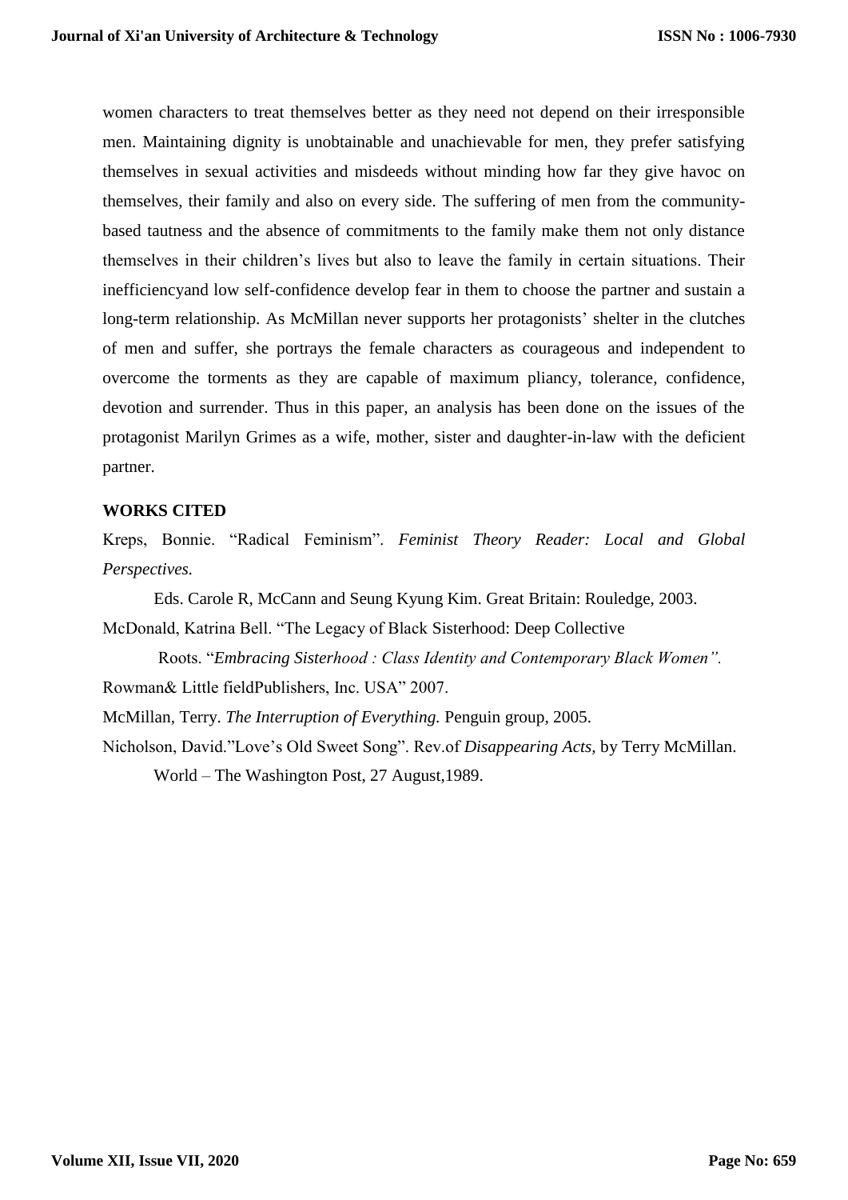women characters to treat themselves better as they need not depend on their irresponsible men. Maintaining dignity is unobtainable and unachievable for men, they prefer satisfying themselves in sexual activities and misdeeds without minding how far they give havoc on themselves, their family and also on every side. The suffering of men from the community-based tautness and the absence of commitments to the family make them not only distance themselves in their children's lives but also to leave the family in certain situations. Their inefficiencyand low self-confidence develop fear in them to choose the partner and sustain a long-term relationship. As McMillan never supports her protagonists' shelter in the clutches of men and suffer, she portrays the female characters as courageous and independent to overcome the torments as they are capable of maximum pliancy, tolerance, confidence, devotion and surrender. Thus in this paper, an analysis has been done on the issues of the protagonist Marilyn Grimes as a wife, mother, sister and daughter-in-law with the deficient partner.

**WORKS CITED**

Kreps, Bonnie. "Radical Feminism". *Feminist Theory Reader: Local and Global Perspectives.*

Eds. Carole R, McCann and Seung Kyung Kim. Great Britain: Rouledge, 2003.

McDonald, Katrina Bell. "The Legacy of Black Sisterhood: Deep Collective

Roots. "*Embracing Sisterhood : Class Identity and Contemporary Black Women".*

Rowman& Little fieldPublishers, Inc. USA" 2007.

McMillan, Terry. *The Interruption of Everything.* Penguin group, 2005.

Nicholson, David."Love's Old Sweet Song". Rev.of *Disappearing Acts,* by Terry McMillan.

World – The Washington Post, 27 August,1989.